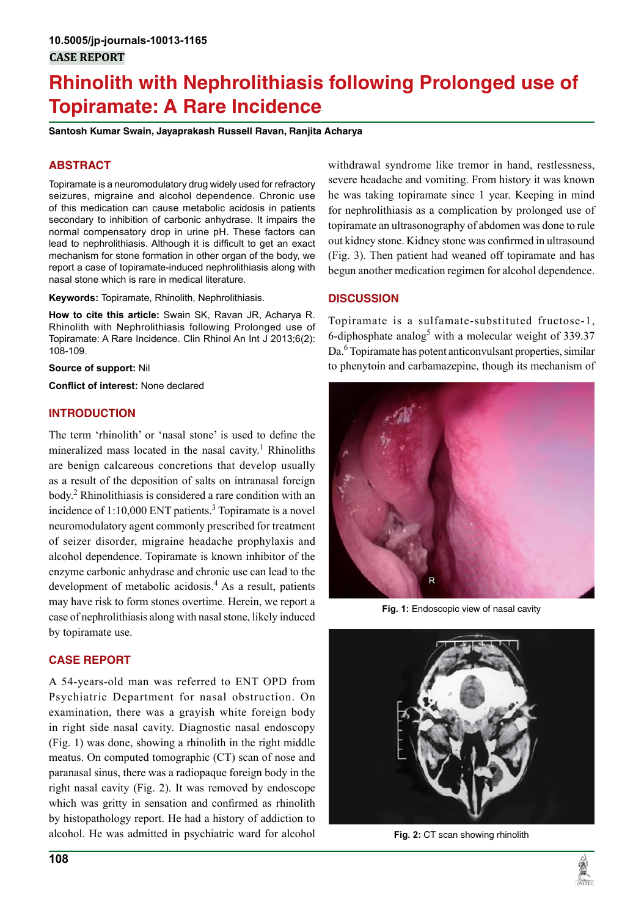10.5005/jp-journals-10013-1165

**CASE REPORT**

# Rhinolith with Nephrolithiasis following Prolonged use of Topiramate: A Rare Incidence

**Santosh Kumar Swain, Jayaprakash Russell Ravan, Ranjita Acharya**

## ABSTRACT

Topiramate is a neuromodulatory drug widely used for refractory seizures, migraine and alcohol dependence. Chronic use of this medication can cause metabolic acidosis in patients secondary to inhibition of carbonic anhydrase. It impairs the normal compensatory drop in urine pH. These factors can lead to nephrolithiasis. Although it is difficult to get an exact mechanism for stone formation in other organ of the body, we report a case of topiramate-induced nephrolithiasis along with nasal stone which is rare in medical literature.

**Keywords:** Topiramate, Rhinolith, Nephrolithiasis.

**How to cite this article:** Swain SK, Ravan JR, Acharya R. Rhinolith with Nephrolithiasis following Prolonged use of Topiramate: A Rare Incidence. Clin Rhinol An Int J 2013;6(2): 108-109.

**Source of support:** Nil

**Conflict of interest:** None declared

## INTRODUCTION

The term 'rhinolith' or 'nasal stone' is used to define the mineralized mass located in the nasal cavity.[1] Rhinoliths are benign calcareous concretions that develop usually as a result of the deposition of salts on intranasal foreign body.[2] Rhinolithiasis is considered a rare condition with an incidence of 1:10,000 ENT patients.[3] Topiramate is a novel neuromodulatory agent commonly prescribed for treatment of seizer disorder, migraine headache prophylaxis and alcohol dependence. Topiramate is known inhibitor of the enzyme carbonic anhydrase and chronic use can lead to the development of metabolic acidosis.[4] As a result, patients may have risk to form stones overtime. Herein, we report a case of nephrolithiasis along with nasal stone, likely induced by topiramate use.

## CASE REPORT

A 54-years-old man was referred to ENT OPD from Psychiatric Department for nasal obstruction. On examination, there was a grayish white foreign body in right side nasal cavity. Diagnostic nasal endoscopy (Fig. 1) was done, showing a rhinolith in the right middle meatus. On computed tomographic (CT) scan of nose and paranasal sinus, there was a radiopaque foreign body in the right nasal cavity (Fig. 2). It was removed by endoscope which was gritty in sensation and confirmed as rhinolith by histopathology report. He had a history of addiction to alcohol. He was admitted in psychiatric ward for alcohol withdrawal syndrome like tremor in hand, restlessness, severe headache and vomiting. From history it was known he was taking topiramate since 1 year. Keeping in mind for nephrolithiasis as a complication by prolonged use of topiramate an ultrasonography of abdomen was done to rule out kidney stone. Kidney stone was confirmed in ultrasound (Fig. 3). Then patient had weaned off topiramate and has begun another medication regimen for alcohol dependence.

## DISCUSSION

Topiramate is a sulfamate-substituted fructose-1, 6-diphosphate analog[5] with a molecular weight of 339.37 Da.[6] Topiramate has potent anticonvulsant properties, similar to phenytoin and carbamazepine, though its mechanism of

**Fig. 1:** Endoscopic view of nasal cavity

**Fig. 2:** CT scan showing rhinolith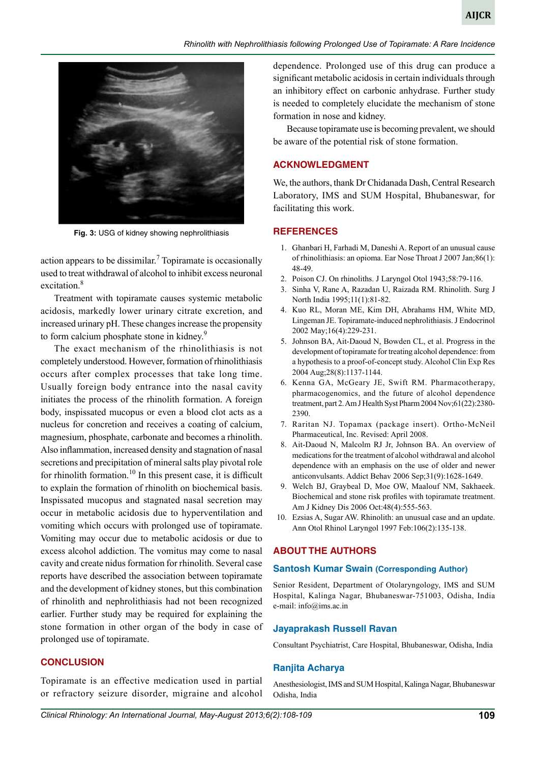Fig. 3: USG of kidney showing nephrolithiasis

action appears to be dissimilar.[7] Topiramate is occasionally used to treat withdrawal of alcohol to inhibit excess neuronal excitation.[8]

Treatment with topiramate causes systemic metabolic acidosis, markedly lower urinary citrate excretion, and increased urinary pH. These changes increase the propensity to form calcium phosphate stone in kidney.[9]

The exact mechanism of the rhinolithiasis is not completely understood. However, formation of rhinolithiasis occurs after complex processes that take long time. Usually foreign body entrance into the nasal cavity initiates the process of the rhinolith formation. A foreign body, inspissated mucopus or even a blood clot acts as a nucleus for concretion and receives a coating of calcium, magnesium, phosphate, carbonate and becomes a rhinolith. Also inflammation, increased density and stagnation of nasal secretions and precipitation of mineral salts play pivotal role for rhinolith formation.[10] In this present case, it is difficult to explain the formation of rhinolith on biochemical basis. Inspissated mucopus and stagnated nasal secretion may occur in metabolic acidosis due to hyperventilation and vomiting which occurs with prolonged use of topiramate. Vomiting may occur due to metabolic acidosis or due to excess alcohol addiction. The vomitus may come to nasal cavity and create nidus formation for rhinolith. Several case reports have described the association between topiramate and the development of kidney stones, but this combination of rhinolith and nephrolithiasis had not been recognized earlier. Further study may be required for explaining the stone formation in other organ of the body in case of prolonged use of topiramate.

## CONCLUSION

Topiramate is an effective medication used in partial or refractory seizure disorder, migraine and alcohol dependence. Prolonged use of this drug can produce a significant metabolic acidosis in certain individuals through an inhibitory effect on carbonic anhydrase. Further study is needed to completely elucidate the mechanism of stone formation in nose and kidney.

Because topiramate use is becoming prevalent, we should be aware of the potential risk of stone formation.

## ACKNOWLEDGMENT

We, the authors, thank Dr Chidanada Dash, Central Research Laboratory, IMS and SUM Hospital, Bhubaneswar, for facilitating this work.

## REFERENCES

1. Ghanbari H, Farhadi M, Daneshi A. Report of an unusual cause of rhinolithiasis: an opioma. Ear Nose Throat J 2007 Jan;86(1):48-49.
2. Poison CJ. On rhinoliths. J Laryngol Otol 1943;58:79-116.
3. Sinha V, Rane A, Razadan U, Raizada RM. Rhinolith. Surg J North India 1995;11(1):81-82.
4. Kuo RL, Moran ME, Kim DH, Abrahams HM, White MD, Lingeman JE. Topiramate-induced nephrolithiasis. J Endocrinol 2002 May;16(4):229-231.
5. Johnson BA, Ait-Daoud N, Bowden CL, et al. Progress in the development of topiramate for treating alcohol dependence: from a hypothesis to a proof-of-concept study. Alcohol Clin Exp Res 2004 Aug;28(8):1137-1144.
6. Kenna GA, McGeary JE, Swift RM. Pharmacotherapy, pharmacogenomics, and the future of alcohol dependence treatment, part 2. Am J Health Syst Pharm 2004 Nov;61(22):2380-2390.
7. Raritan NJ. Topamax (package insert). Ortho-McNeil Pharmaceutical, Inc. Revised: April 2008.
8. Ait-Daoud N, Malcolm RJ Jr, Johnson BA. An overview of medications for the treatment of alcohol withdrawal and alcohol dependence with an emphasis on the use of older and newer anticonvulsants. Addict Behav 2006 Sep;31(9):1628-1649.
9. Welch BJ, Graybeal D, Moe OW, Maalouf NM, Sakhaeek. Biochemical and stone risk profiles with topiramate treatment. Am J Kidney Dis 2006 Oct:48(4):555-563.
10. Ezsias A, Sugar AW. Rhinolith: an unusual case and an update. Ann Otol Rhinol Laryngol 1997 Feb:106(2):135-138.

## ABOUT THE AUTHORS

### Santosh Kumar Swain (Corresponding Author)

Senior Resident, Department of Otolaryngology, IMS and SUM Hospital, Kalinga Nagar, Bhubaneswar-751003, Odisha, India
e-mail: info@ims.ac.in

### Jayaprakash Russell Ravan

Consultant Psychiatrist, Care Hospital, Bhubaneswar, Odisha, India

### Ranjita Acharya

Anesthesiologist, IMS and SUM Hospital, Kalinga Nagar, Bhubaneswar Odisha, India